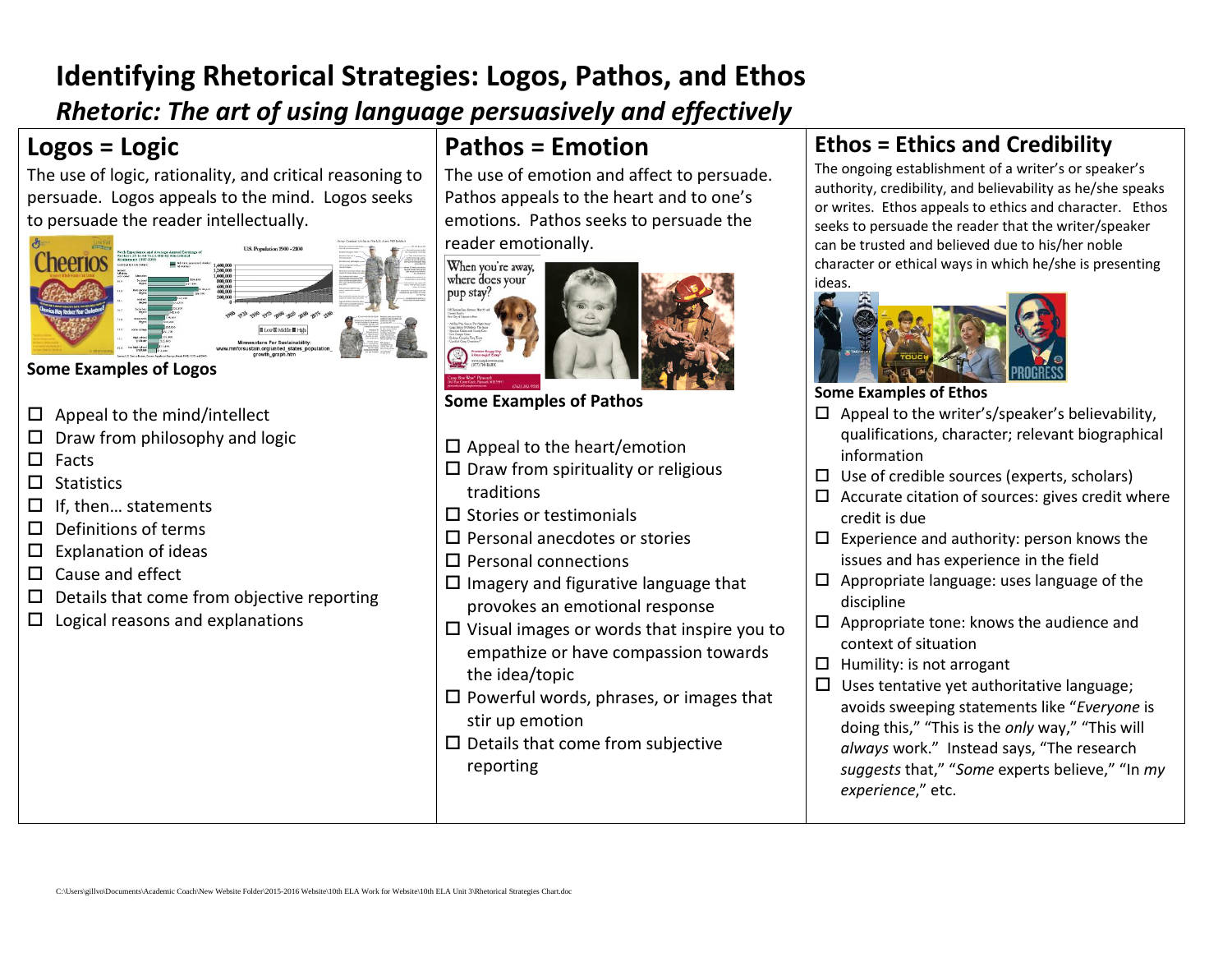# Identifying Rhetorical Strategies: Logos, Pathos, and Ethos

***Rhetoric: The art of using language persuasively and effectively***

## Logos = Logic

The use of logic, rationality, and critical reasoning to persuade. Logos appeals to the mind. Logos seeks to persuade the reader intellectually.

**Some Examples of Logos**

- ☐ Appeal to the mind/intellect
- ☐ Draw from philosophy and logic
- ☐ Facts
- ☐ Statistics
- ☐ If, then… statements
- ☐ Definitions of terms
- ☐ Explanation of ideas
- ☐ Cause and effect
- ☐ Details that come from objective reporting
- ☐ Logical reasons and explanations

## Pathos = Emotion

The use of emotion and affect to persuade. Pathos appeals to the heart and to one's emotions. Pathos seeks to persuade the reader emotionally.

**Some Examples of Pathos**

- ☐ Appeal to the heart/emotion
- ☐ Draw from spirituality or religious traditions
- ☐ Stories or testimonials
- ☐ Personal anecdotes or stories
- ☐ Personal connections
- ☐ Imagery and figurative language that provokes an emotional response
- ☐ Visual images or words that inspire you to empathize or have compassion towards the idea/topic
- ☐ Powerful words, phrases, or images that stir up emotion
- ☐ Details that come from subjective reporting

## Ethos = Ethics and Credibility

The ongoing establishment of a writer's or speaker's authority, credibility, and believability as he/she speaks or writes. Ethos appeals to ethics and character. Ethos seeks to persuade the reader that the writer/speaker can be trusted and believed due to his/her noble character or ethical ways in which he/she is presenting ideas.

**Some Examples of Ethos**

- ☐ Appeal to the writer's/speaker's believability, qualifications, character; relevant biographical information
- ☐ Use of credible sources (experts, scholars)
- ☐ Accurate citation of sources: gives credit where credit is due
- ☐ Experience and authority: person knows the issues and has experience in the field
- ☐ Appropriate language: uses language of the discipline
- ☐ Appropriate tone: knows the audience and context of situation
- ☐ Humility: is not arrogant
- ☐ Uses tentative yet authoritative language; avoids sweeping statements like "*Everyone* is doing this," "This is the *only* way," "This will *always* work." Instead says, "The research *suggests* that," "*Some* experts believe," "In *my experience*," etc.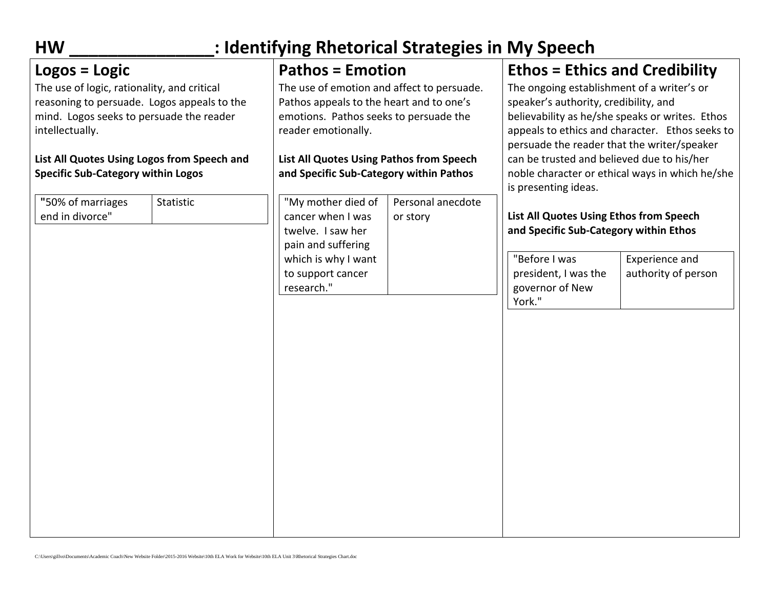# HW ______________: Identifying Rhetorical Strategies in My Speech

## Logos = Logic

The use of logic, rationality, and critical reasoning to persuade. Logos appeals to the mind. Logos seeks to persuade the reader intellectually.

**List All Quotes Using Logos from Speech and Specific Sub-Category within Logos**

| | |
|---|---|
| "50% of marriages end in divorce" | Statistic |

## Pathos = Emotion

The use of emotion and affect to persuade. Pathos appeals to the heart and to one's emotions. Pathos seeks to persuade the reader emotionally.

**List All Quotes Using Pathos from Speech and Specific Sub-Category within Pathos**

| | |
|---|---|
| "My mother died of cancer when I was twelve. I saw her pain and suffering which is why I want to support cancer research." | Personal anecdote or story |

## Ethos = Ethics and Credibility

The ongoing establishment of a writer's or speaker's authority, credibility, and believability as he/she speaks or writes. Ethos appeals to ethics and character. Ethos seeks to persuade the reader that the writer/speaker can be trusted and believed due to his/her noble character or ethical ways in which he/she is presenting ideas.

**List All Quotes Using Ethos from Speech and Specific Sub-Category within Ethos**

| | |
|---|---|
| "Before I was president, I was the governor of New York." | Experience and authority of person |